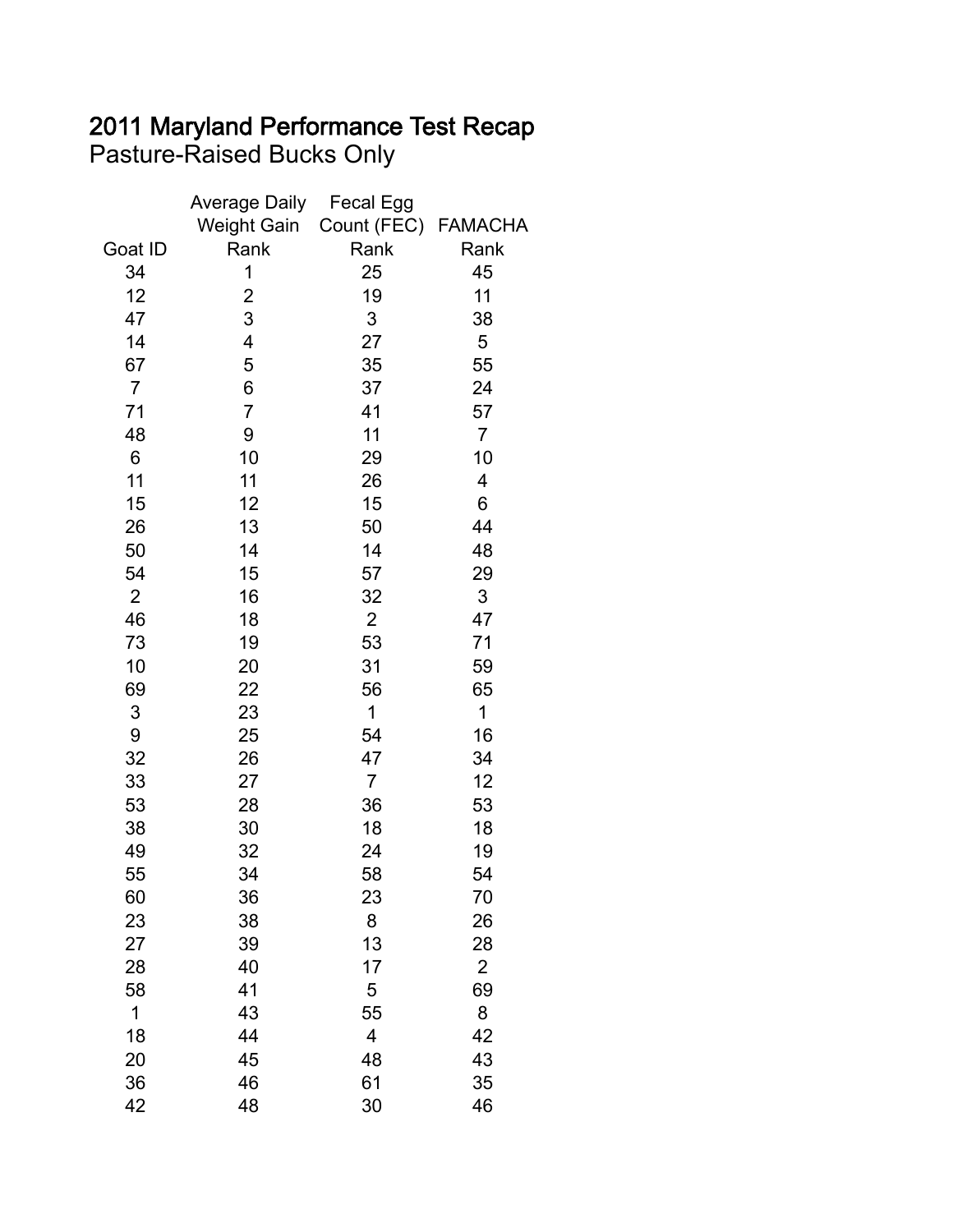# 2011 Maryland Performance Test Recap

Pasture-Raised Bucks Only

| Goat ID | Average Daily Weight Gain Rank | Fecal Egg Count (FEC) Rank | FAMACHA Rank |
|---|---|---|---|
| 34 | 1 | 25 | 45 |
| 12 | 2 | 19 | 11 |
| 47 | 3 | 3 | 38 |
| 14 | 4 | 27 | 5 |
| 67 | 5 | 35 | 55 |
| 7 | 6 | 37 | 24 |
| 71 | 7 | 41 | 57 |
| 48 | 9 | 11 | 7 |
| 6 | 10 | 29 | 10 |
| 11 | 11 | 26 | 4 |
| 15 | 12 | 15 | 6 |
| 26 | 13 | 50 | 44 |
| 50 | 14 | 14 | 48 |
| 54 | 15 | 57 | 29 |
| 2 | 16 | 32 | 3 |
| 46 | 18 | 2 | 47 |
| 73 | 19 | 53 | 71 |
| 10 | 20 | 31 | 59 |
| 69 | 22 | 56 | 65 |
| 3 | 23 | 1 | 1 |
| 9 | 25 | 54 | 16 |
| 32 | 26 | 47 | 34 |
| 33 | 27 | 7 | 12 |
| 53 | 28 | 36 | 53 |
| 38 | 30 | 18 | 18 |
| 49 | 32 | 24 | 19 |
| 55 | 34 | 58 | 54 |
| 60 | 36 | 23 | 70 |
| 23 | 38 | 8 | 26 |
| 27 | 39 | 13 | 28 |
| 28 | 40 | 17 | 2 |
| 58 | 41 | 5 | 69 |
| 1 | 43 | 55 | 8 |
| 18 | 44 | 4 | 42 |
| 20 | 45 | 48 | 43 |
| 36 | 46 | 61 | 35 |
| 42 | 48 | 30 | 46 |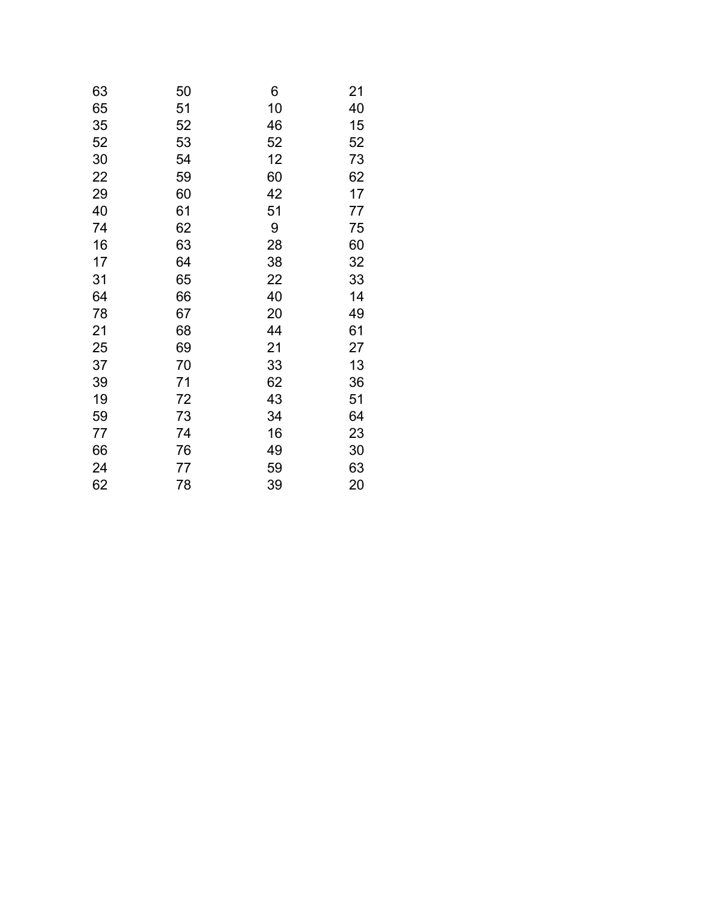| | | | |
|---|---|---|---|
| 63 | 50 | 6 | 21 |
| 65 | 51 | 10 | 40 |
| 35 | 52 | 46 | 15 |
| 52 | 53 | 52 | 52 |
| 30 | 54 | 12 | 73 |
| 22 | 59 | 60 | 62 |
| 29 | 60 | 42 | 17 |
| 40 | 61 | 51 | 77 |
| 74 | 62 | 9 | 75 |
| 16 | 63 | 28 | 60 |
| 17 | 64 | 38 | 32 |
| 31 | 65 | 22 | 33 |
| 64 | 66 | 40 | 14 |
| 78 | 67 | 20 | 49 |
| 21 | 68 | 44 | 61 |
| 25 | 69 | 21 | 27 |
| 37 | 70 | 33 | 13 |
| 39 | 71 | 62 | 36 |
| 19 | 72 | 43 | 51 |
| 59 | 73 | 34 | 64 |
| 77 | 74 | 16 | 23 |
| 66 | 76 | 49 | 30 |
| 24 | 77 | 59 | 63 |
| 62 | 78 | 39 | 20 |